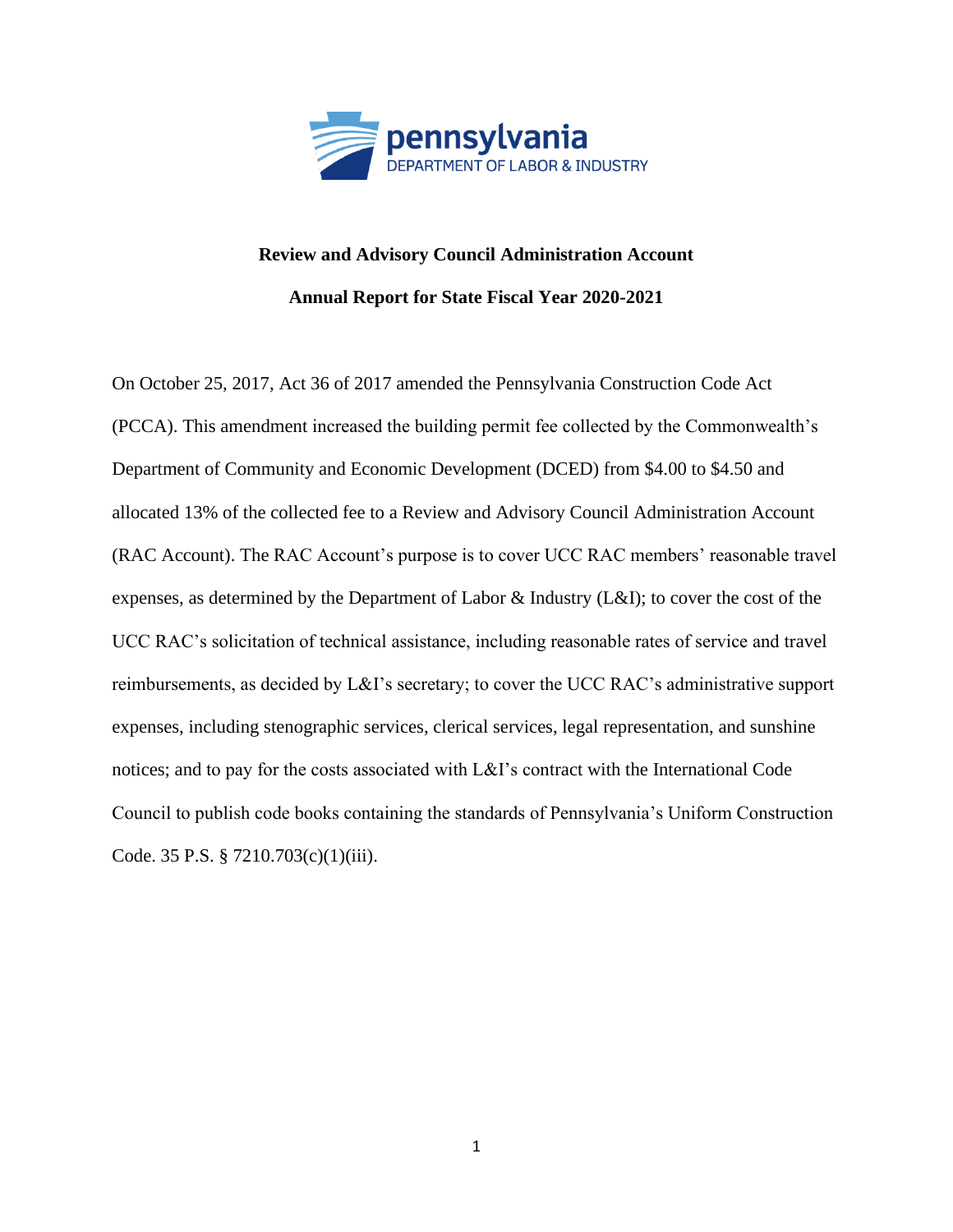**Review and Advisory Council Administration Account**

**Annual Report for State Fiscal Year 2020-2021**

On October 25, 2017, Act 36 of 2017 amended the Pennsylvania Construction Code Act (PCCA). This amendment increased the building permit fee collected by the Commonwealth's Department of Community and Economic Development (DCED) from $4.00 to $4.50 and allocated 13% of the collected fee to a Review and Advisory Council Administration Account (RAC Account). The RAC Account's purpose is to cover UCC RAC members' reasonable travel expenses, as determined by the Department of Labor & Industry (L&I); to cover the cost of the UCC RAC's solicitation of technical assistance, including reasonable rates of service and travel reimbursements, as decided by L&I's secretary; to cover the UCC RAC's administrative support expenses, including stenographic services, clerical services, legal representation, and sunshine notices; and to pay for the costs associated with L&I's contract with the International Code Council to publish code books containing the standards of Pennsylvania's Uniform Construction Code. 35 P.S. § 7210.703(c)(1)(iii).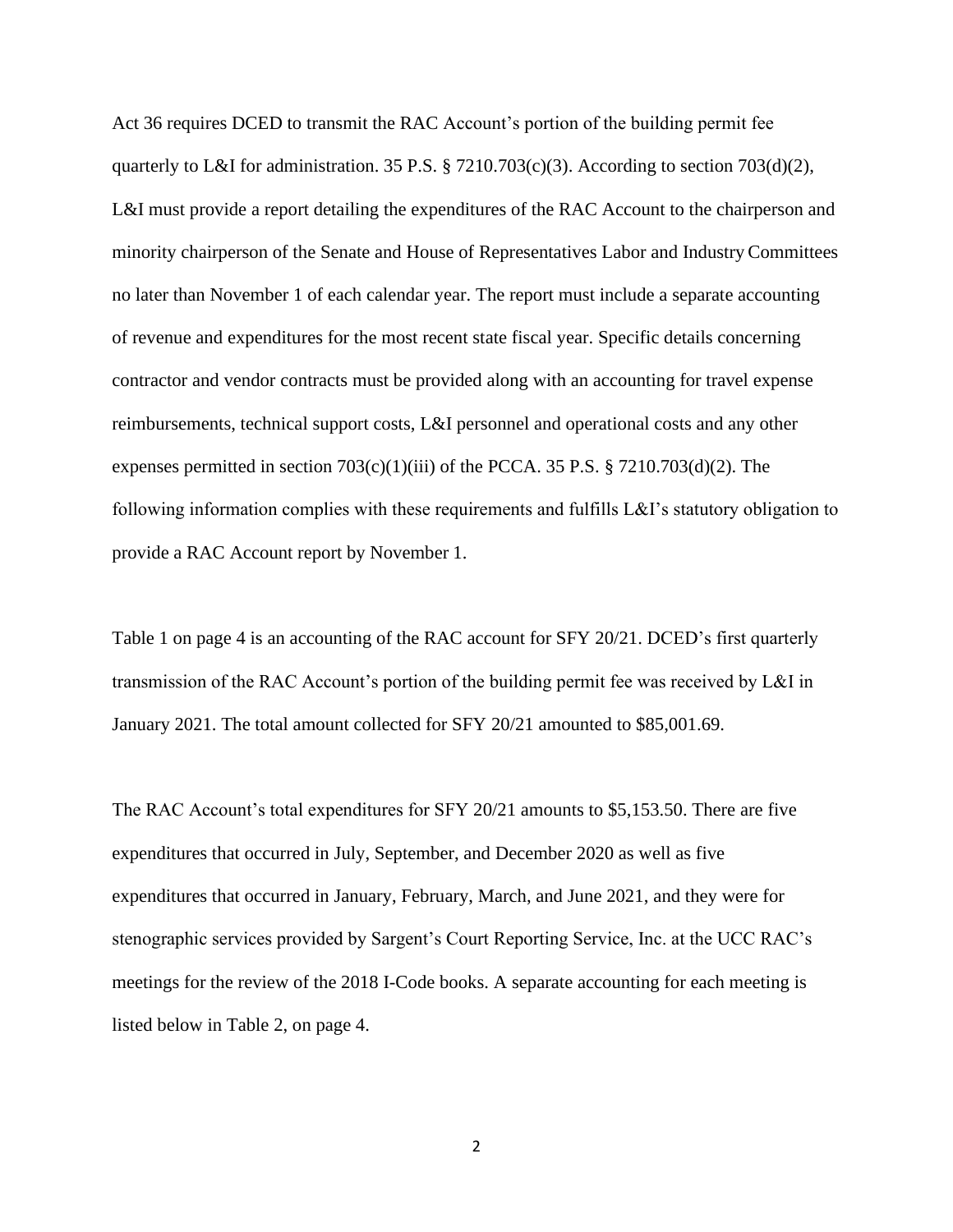Act 36 requires DCED to transmit the RAC Account's portion of the building permit fee quarterly to L&I for administration. 35 P.S. § 7210.703(c)(3). According to section 703(d)(2), L&I must provide a report detailing the expenditures of the RAC Account to the chairperson and minority chairperson of the Senate and House of Representatives Labor and Industry Committees no later than November 1 of each calendar year. The report must include a separate accounting of revenue and expenditures for the most recent state fiscal year. Specific details concerning contractor and vendor contracts must be provided along with an accounting for travel expense reimbursements, technical support costs, L&I personnel and operational costs and any other expenses permitted in section 703(c)(1)(iii) of the PCCA. 35 P.S. § 7210.703(d)(2). The following information complies with these requirements and fulfills L&I's statutory obligation to provide a RAC Account report by November 1.

Table 1 on page 4 is an accounting of the RAC account for SFY 20/21. DCED's first quarterly transmission of the RAC Account's portion of the building permit fee was received by L&I in January 2021. The total amount collected for SFY 20/21 amounted to $85,001.69.

The RAC Account's total expenditures for SFY 20/21 amounts to $5,153.50. There are five expenditures that occurred in July, September, and December 2020 as well as five expenditures that occurred in January, February, March, and June 2021, and they were for stenographic services provided by Sargent's Court Reporting Service, Inc. at the UCC RAC's meetings for the review of the 2018 I-Code books. A separate accounting for each meeting is listed below in Table 2, on page 4.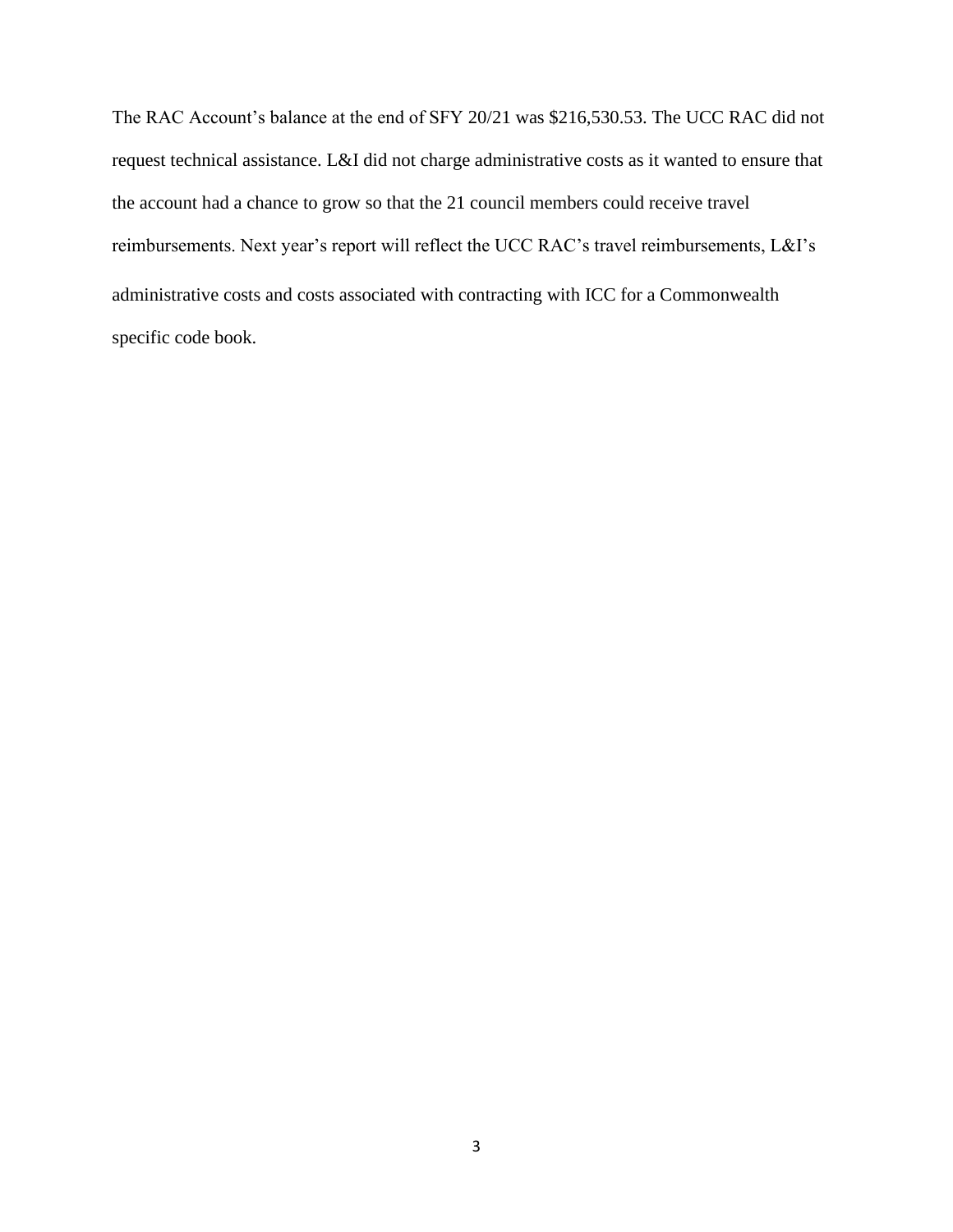The RAC Account's balance at the end of SFY 20/21 was $216,530.53. The UCC RAC did not request technical assistance. L&I did not charge administrative costs as it wanted to ensure that the account had a chance to grow so that the 21 council members could receive travel reimbursements. Next year's report will reflect the UCC RAC's travel reimbursements, L&I's administrative costs and costs associated with contracting with ICC for a Commonwealth specific code book.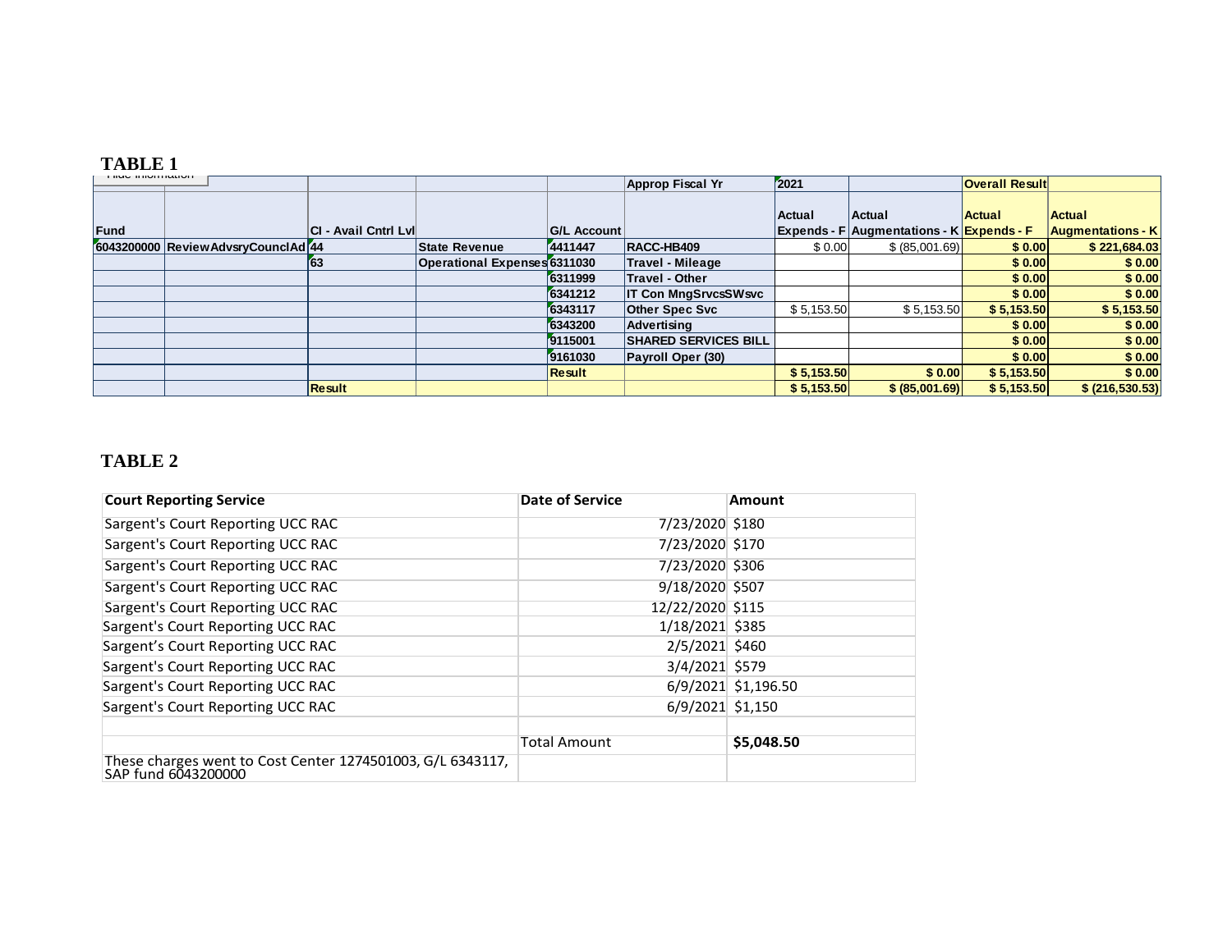**TABLE 1**

| Hide Information | | | | | | | | | |
|---|---|---|---|---|---|---|---|---|---|
| | | | | | Approp Fiscal Yr | 2021 | | Overall Result | |
| Fund | | CI - Avail Cntrl Lvl | | G/L Account | | Actual Expends - F | Actual Augmentations - K | Actual Expends - F | Actual Augmentations - K |
| 6043200000 | ReviewAdvsryCounclAd | 44 | State Revenue | 4411447 | RACC-HB409 | $ 0.00 | $ (85,001.69) | $ 0.00 | $ 221,684.03 |
| | | 63 | Operational Expenses | 6311030 | Travel - Mileage | | | $ 0.00 | $ 0.00 |
| | | | | 6311999 | Travel - Other | | | $ 0.00 | $ 0.00 |
| | | | | 6341212 | IT Con MngSrvcsSWsvc | | | $ 0.00 | $ 0.00 |
| | | | | 6343117 | Other Spec Svc | $ 5,153.50 | $ 5,153.50 | $ 5,153.50 | $ 5,153.50 |
| | | | | 6343200 | Advertising | | | $ 0.00 | $ 0.00 |
| | | | | 9115001 | SHARED SERVICES BILL | | | $ 0.00 | $ 0.00 |
| | | | | 9161030 | Payroll Oper (30) | | | $ 0.00 | $ 0.00 |
| | | | | Result | | $ 5,153.50 | $ 0.00 | $ 5,153.50 | $ 0.00 |
| | | Result | | | | $ 5,153.50 | $ (85,001.69) | $ 5,153.50 | $ (216,530.53) |

**TABLE 2**

| Court Reporting Service | Date of Service | Amount |
|---|---|---|
| Sargent's Court Reporting UCC RAC | 7/23/2020 | $180 |
| Sargent's Court Reporting UCC RAC | 7/23/2020 | $170 |
| Sargent's Court Reporting UCC RAC | 7/23/2020 | $306 |
| Sargent's Court Reporting UCC RAC | 9/18/2020 | $507 |
| Sargent's Court Reporting UCC RAC | 12/22/2020 | $115 |
| Sargent's Court Reporting UCC RAC | 1/18/2021 | $385 |
| Sargent's Court Reporting UCC RAC | 2/5/2021 | $460 |
| Sargent's Court Reporting UCC RAC | 3/4/2021 | $579 |
| Sargent's Court Reporting UCC RAC | 6/9/2021 | $1,196.50 |
| Sargent's Court Reporting UCC RAC | 6/9/2021 | $1,150 |
| | | |
| | Total Amount | **$5,048.50** |
| These charges went to Cost Center 1274501003, G/L 6343117, SAP fund 6043200000 | | |